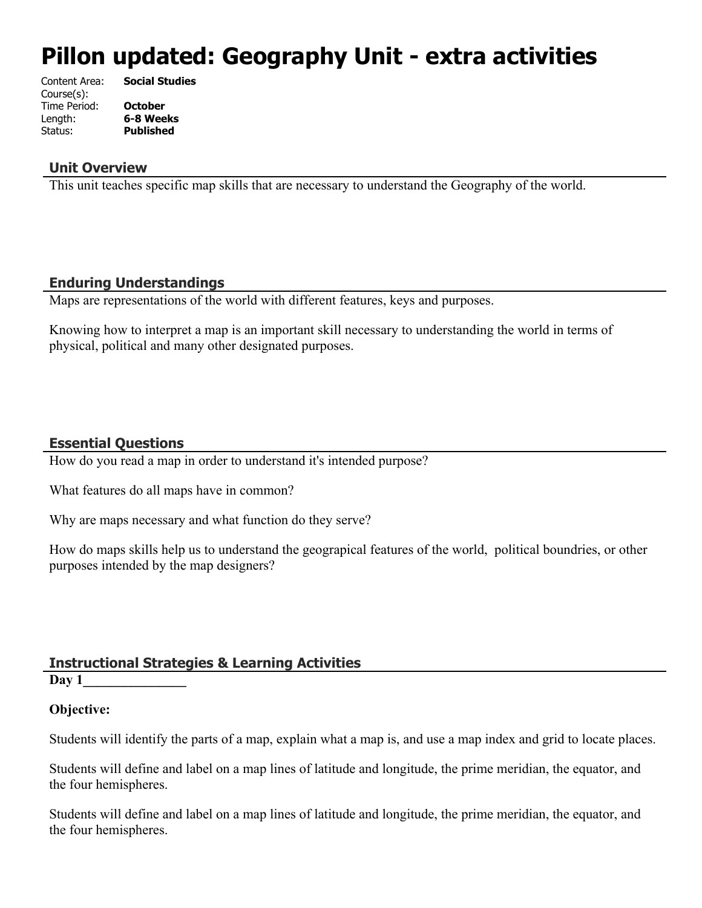# Pillon updated: Geography Unit - extra activities

Content Area: **Social Studies**
Course(s):
Time Period: **October**
Length: **6-8 Weeks**
Status: **Published**

## Unit Overview

This unit teaches specific map skills that are necessary to understand the Geography of the world.

## Enduring Understandings

Maps are representations of the world with different features, keys and purposes.

Knowing how to interpret a map is an important skill necessary to understanding the world in terms of physical, political and many other designated purposes.

## Essential Questions

How do you read a map in order to understand it's intended purpose?

What features do all maps have in common?

Why are maps necessary and what function do they serve?

How do maps skills help us to understand the geograpical features of the world, political boundries, or other purposes intended by the map designers?

## Instructional Strategies & Learning Activities

**Day 1_______________**

**Objective:**

Students will identify the parts of a map, explain what a map is, and use a map index and grid to locate places.

Students will define and label on a map lines of latitude and longitude, the prime meridian, the equator, and the four hemispheres.

Students will define and label on a map lines of latitude and longitude, the prime meridian, the equator, and the four hemispheres.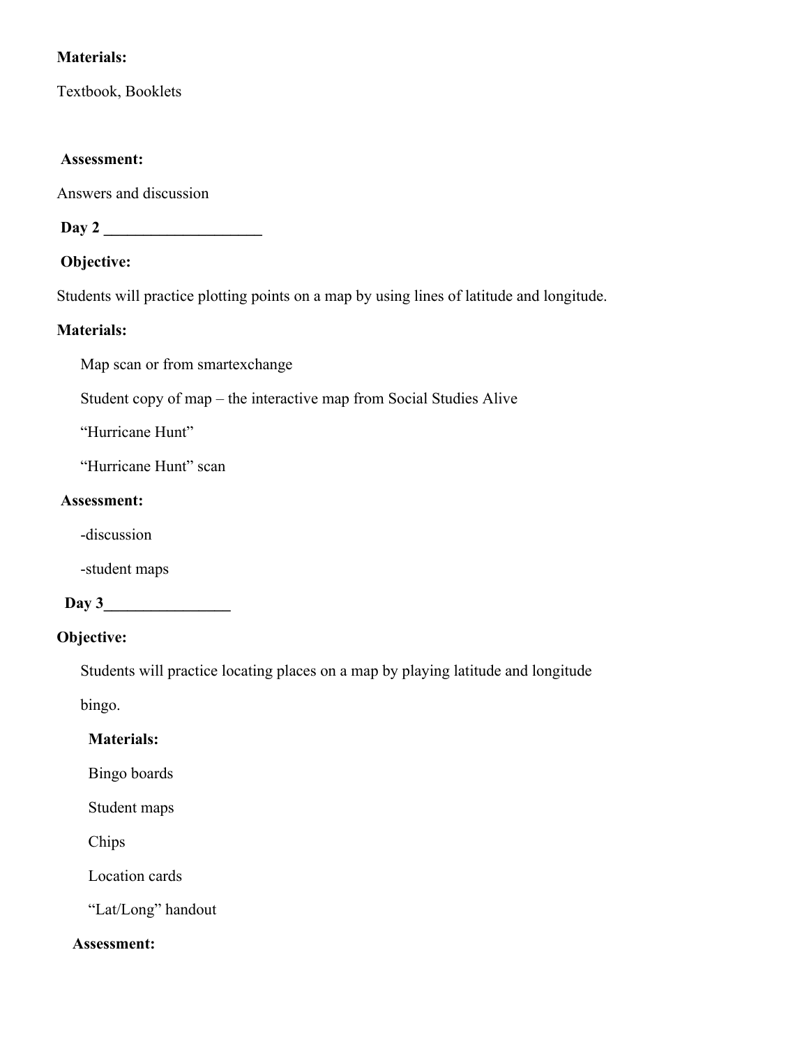**Materials:**

Textbook, Booklets

**Assessment:**

Answers and discussion

**Day 2 ____________________**

**Objective:**

Students will practice plotting points on a map by using lines of latitude and longitude.

**Materials:**

Map scan or from smartexchange

Student copy of map – the interactive map from Social Studies Alive

"Hurricane Hunt"

"Hurricane Hunt" scan

**Assessment:**

-discussion

-student maps

**Day 3________________**

**Objective:**

Students will practice locating places on a map by playing latitude and longitude bingo.

**Materials:**

Bingo boards

Student maps

Chips

Location cards

"Lat/Long" handout

**Assessment:**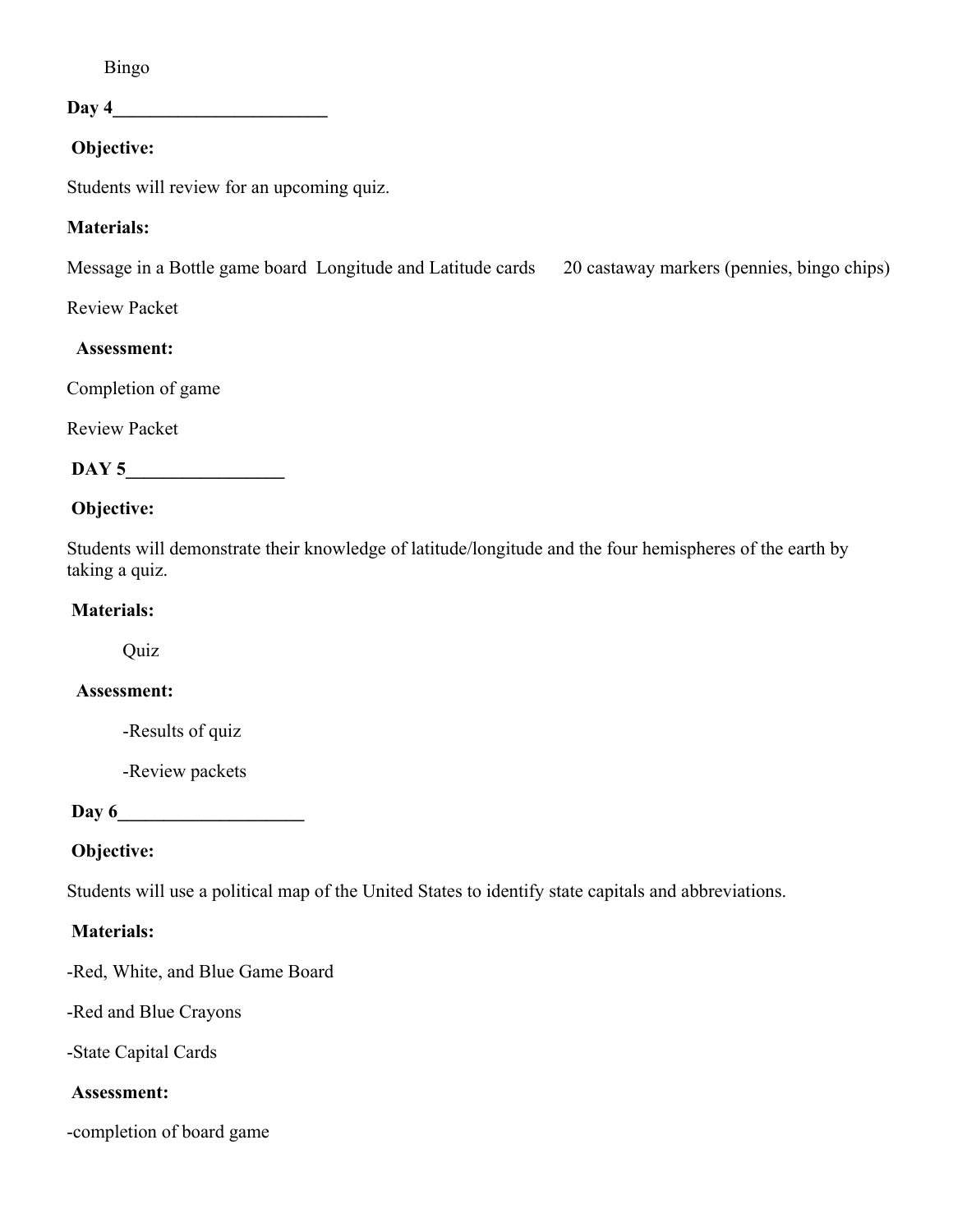Bingo

**Day 4________________________**

**Objective:**

Students will review for an upcoming quiz.

**Materials:**

Message in a Bottle game board  Longitude and Latitude cards  20 castaway markers (pennies, bingo chips)

Review Packet

**Assessment:**

Completion of game

Review Packet

**DAY 5_________________**

**Objective:**

Students will demonstrate their knowledge of latitude/longitude and the four hemispheres of the earth by taking a quiz.

**Materials:**

Quiz

**Assessment:**

-Results of quiz

-Review packets

**Day 6____________________**

**Objective:**

Students will use a political map of the United States to identify state capitals and abbreviations.

**Materials:**

-Red, White, and Blue Game Board

-Red and Blue Crayons

-State Capital Cards

**Assessment:**

-completion of board game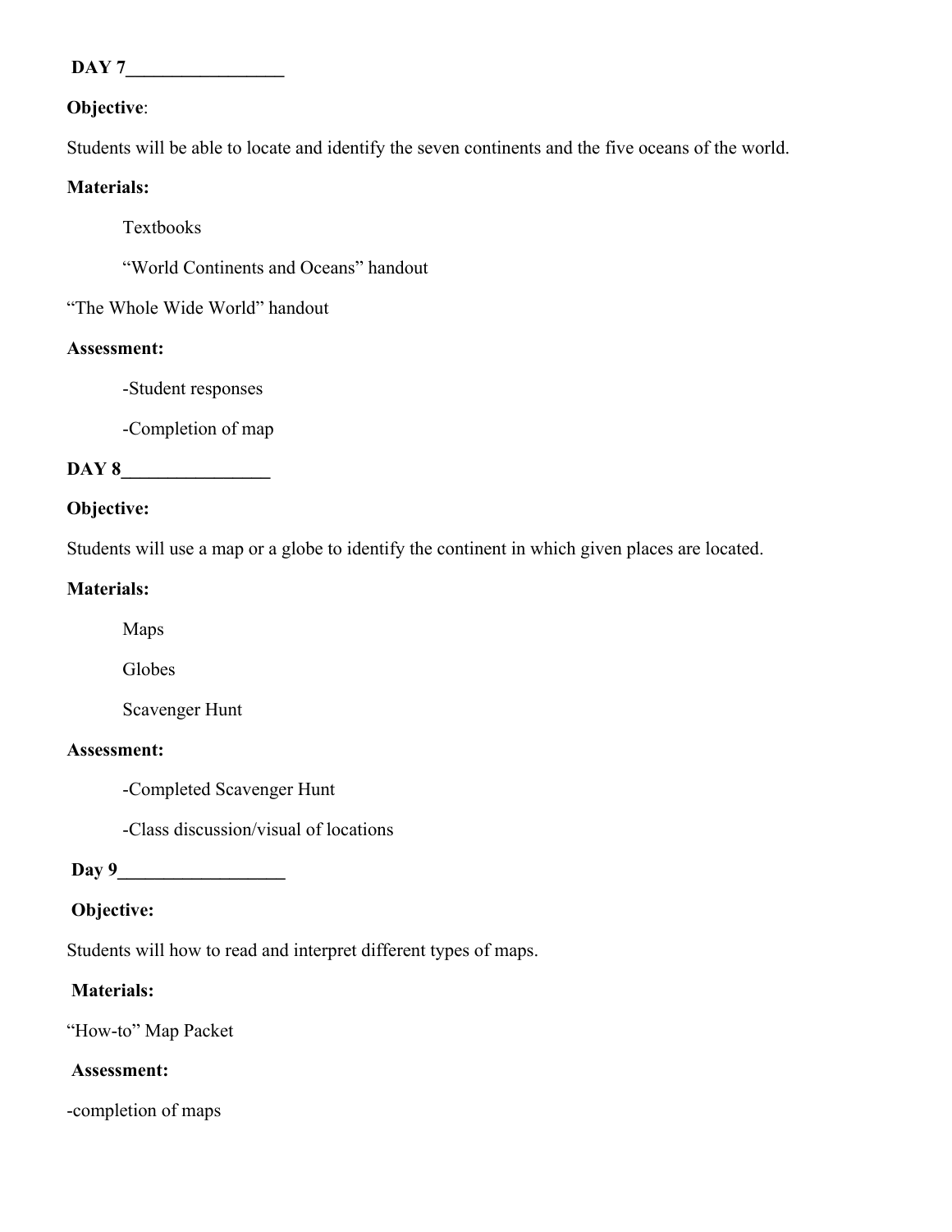**DAY 7_________________**

**Objective**:

Students will be able to locate and identify the seven continents and the five oceans of the world.

**Materials:**

Textbooks

"World Continents and Oceans" handout

"The Whole Wide World" handout

**Assessment:**

-Student responses

-Completion of map

**DAY 8________________**

**Objective:**

Students will use a map or a globe to identify the continent in which given places are located.

**Materials:**

Maps

Globes

Scavenger Hunt

**Assessment:**

-Completed Scavenger Hunt

-Class discussion/visual of locations

**Day 9__________________**

**Objective:**

Students will how to read and interpret different types of maps.

**Materials:**

"How-to" Map Packet

**Assessment:**

-completion of maps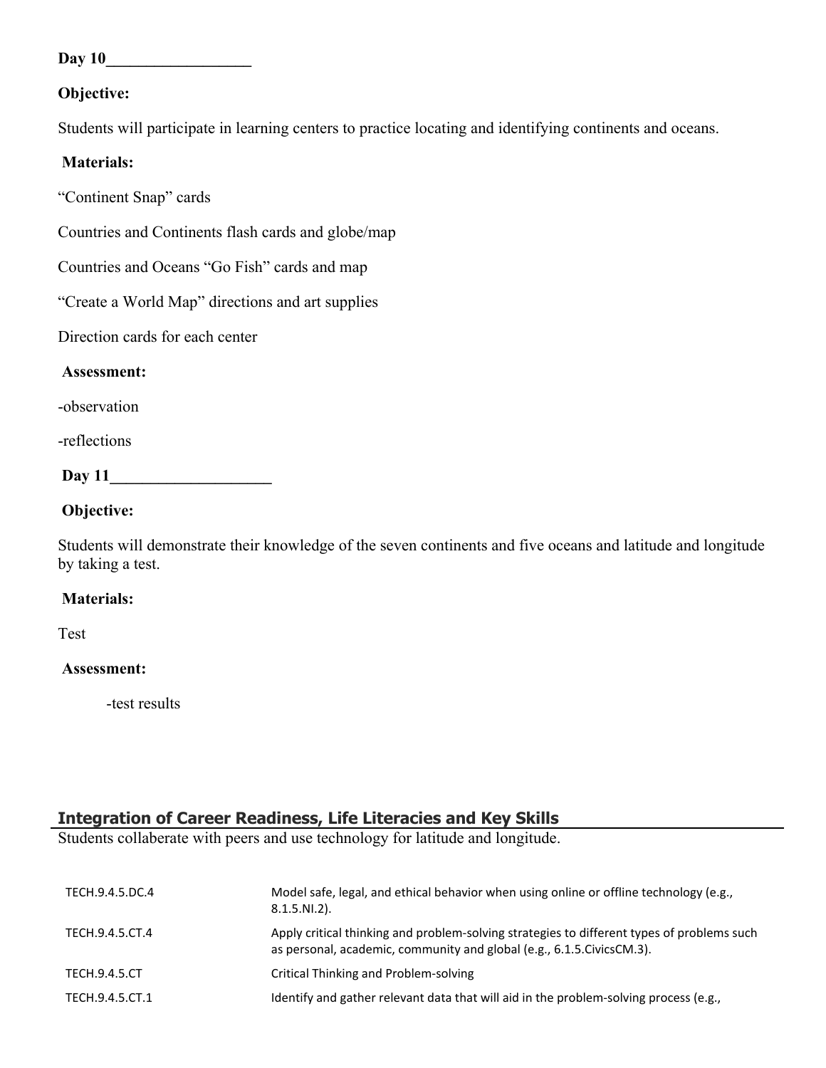**Day 10__________________**

**Objective:**

Students will participate in learning centers to practice locating and identifying continents and oceans.

**Materials:**

"Continent Snap" cards

Countries and Continents flash cards and globe/map

Countries and Oceans "Go Fish" cards and map

"Create a World Map" directions and art supplies

Direction cards for each center

**Assessment:**

-observation

-reflections

**Day 11____________________**

**Objective:**

Students will demonstrate their knowledge of the seven continents and five oceans and latitude and longitude by taking a test.

**Materials:**

Test

**Assessment:**

-test results

## Integration of Career Readiness, Life Literacies and Key Skills

Students collaberate with peers and use technology for latitude and longitude.

| | |
|---|---|
| TECH.9.4.5.DC.4 | Model safe, legal, and ethical behavior when using online or offline technology (e.g., 8.1.5.NI.2). |
| TECH.9.4.5.CT.4 | Apply critical thinking and problem-solving strategies to different types of problems such as personal, academic, community and global (e.g., 6.1.5.CivicsCM.3). |
| TECH.9.4.5.CT | Critical Thinking and Problem-solving |
| TECH.9.4.5.CT.1 | Identify and gather relevant data that will aid in the problem-solving process (e.g., |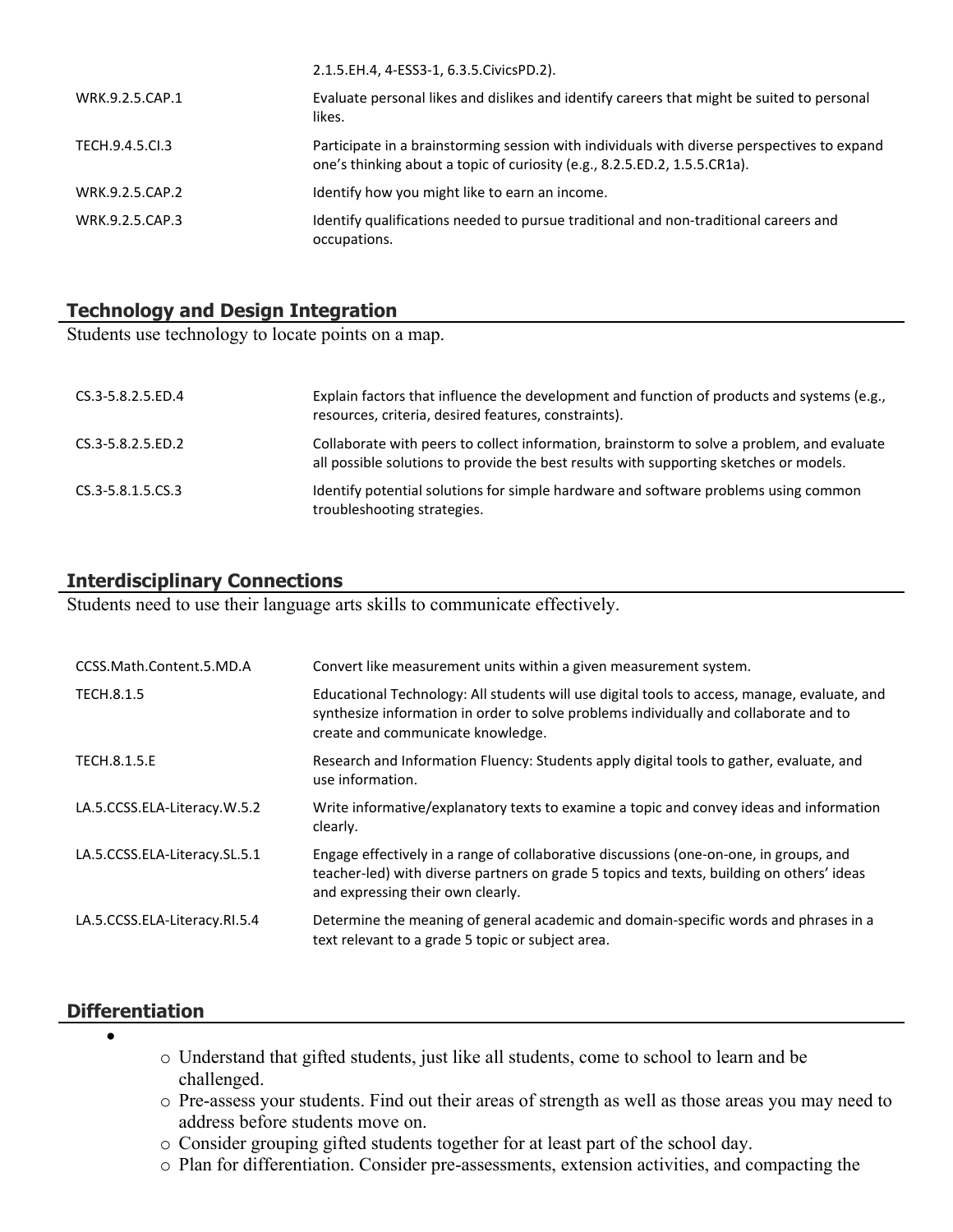| | |
|---|---|
| | 2.1.5.EH.4, 4-ESS3-1, 6.3.5.CivicsPD.2). |
| WRK.9.2.5.CAP.1 | Evaluate personal likes and dislikes and identify careers that might be suited to personal likes. |
| TECH.9.4.5.CI.3 | Participate in a brainstorming session with individuals with diverse perspectives to expand one's thinking about a topic of curiosity (e.g., 8.2.5.ED.2, 1.5.5.CR1a). |
| WRK.9.2.5.CAP.2 | Identify how you might like to earn an income. |
| WRK.9.2.5.CAP.3 | Identify qualifications needed to pursue traditional and non-traditional careers and occupations. |

## Technology and Design Integration

Students use technology to locate points on a map.

| | |
|---|---|
| CS.3-5.8.2.5.ED.4 | Explain factors that influence the development and function of products and systems (e.g., resources, criteria, desired features, constraints). |
| CS.3-5.8.2.5.ED.2 | Collaborate with peers to collect information, brainstorm to solve a problem, and evaluate all possible solutions to provide the best results with supporting sketches or models. |
| CS.3-5.8.1.5.CS.3 | Identify potential solutions for simple hardware and software problems using common troubleshooting strategies. |

## Interdisciplinary Connections

Students need to use their language arts skills to communicate effectively.

| | |
|---|---|
| CCSS.Math.Content.5.MD.A | Convert like measurement units within a given measurement system. |
| TECH.8.1.5 | Educational Technology: All students will use digital tools to access, manage, evaluate, and synthesize information in order to solve problems individually and collaborate and to create and communicate knowledge. |
| TECH.8.1.5.E | Research and Information Fluency: Students apply digital tools to gather, evaluate, and use information. |
| LA.5.CCSS.ELA-Literacy.W.5.2 | Write informative/explanatory texts to examine a topic and convey ideas and information clearly. |
| LA.5.CCSS.ELA-Literacy.SL.5.1 | Engage effectively in a range of collaborative discussions (one-on-one, in groups, and teacher-led) with diverse partners on grade 5 topics and texts, building on others' ideas and expressing their own clearly. |
| LA.5.CCSS.ELA-Literacy.RI.5.4 | Determine the meaning of general academic and domain-specific words and phrases in a text relevant to a grade 5 topic or subject area. |

## Differentiation

- 
    - Understand that gifted students, just like all students, come to school to learn and be challenged.
    - Pre-assess your students. Find out their areas of strength as well as those areas you may need to address before students move on.
    - Consider grouping gifted students together for at least part of the school day.
    - Plan for differentiation. Consider pre-assessments, extension activities, and compacting the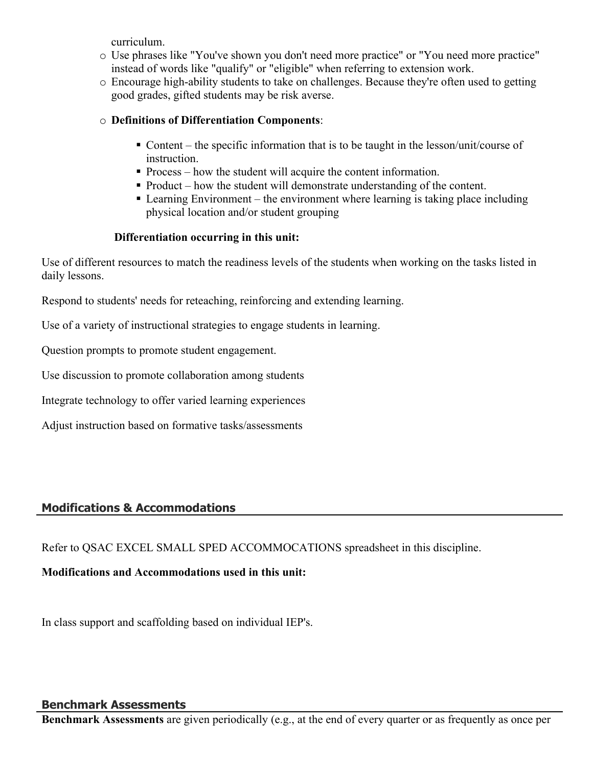curriculum.

- Use phrases like "You've shown you don't need more practice" or "You need more practice" instead of words like "qualify" or "eligible" when referring to extension work.
- Encourage high-ability students to take on challenges. Because they're often used to getting good grades, gifted students may be risk averse.

- **Definitions of Differentiation Components**:
  - Content – the specific information that is to be taught in the lesson/unit/course of instruction.
  - Process – how the student will acquire the content information.
  - Product – how the student will demonstrate understanding of the content.
  - Learning Environment – the environment where learning is taking place including physical location and/or student grouping

**Differentiation occurring in this unit:**

Use of different resources to match the readiness levels of the students when working on the tasks listed in daily lessons.

Respond to students' needs for reteaching, reinforcing and extending learning.

Use of a variety of instructional strategies to engage students in learning.

Question prompts to promote student engagement.

Use discussion to promote collaboration among students

Integrate technology to offer varied learning experiences

Adjust instruction based on formative tasks/assessments

## Modifications & Accommodations

Refer to QSAC EXCEL SMALL SPED ACCOMMOCATIONS spreadsheet in this discipline.

**Modifications and Accommodations used in this unit:**

In class support and scaffolding based on individual IEP's.

## Benchmark Assessments

**Benchmark Assessments** are given periodically (e.g., at the end of every quarter or as frequently as once per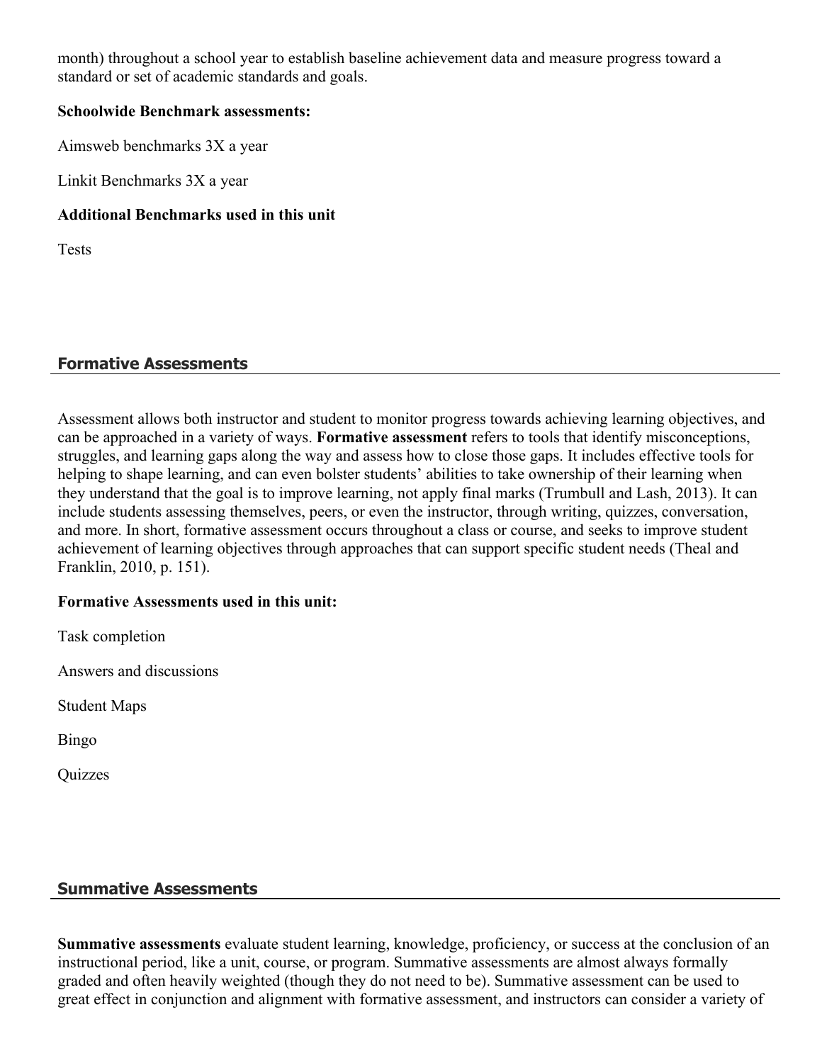month) throughout a school year to establish baseline achievement data and measure progress toward a standard or set of academic standards and goals.

**Schoolwide Benchmark assessments:**

Aimsweb benchmarks 3X a year

Linkit Benchmarks 3X a year

**Additional Benchmarks used in this unit**

Tests

## Formative Assessments

Assessment allows both instructor and student to monitor progress towards achieving learning objectives, and can be approached in a variety of ways. **Formative assessment** refers to tools that identify misconceptions, struggles, and learning gaps along the way and assess how to close those gaps. It includes effective tools for helping to shape learning, and can even bolster students' abilities to take ownership of their learning when they understand that the goal is to improve learning, not apply final marks (Trumbull and Lash, 2013). It can include students assessing themselves, peers, or even the instructor, through writing, quizzes, conversation, and more. In short, formative assessment occurs throughout a class or course, and seeks to improve student achievement of learning objectives through approaches that can support specific student needs (Theal and Franklin, 2010, p. 151).

**Formative Assessments used in this unit:**

Task completion

Answers and discussions

Student Maps

Bingo

Quizzes

## Summative Assessments

**Summative assessments** evaluate student learning, knowledge, proficiency, or success at the conclusion of an instructional period, like a unit, course, or program. Summative assessments are almost always formally graded and often heavily weighted (though they do not need to be). Summative assessment can be used to great effect in conjunction and alignment with formative assessment, and instructors can consider a variety of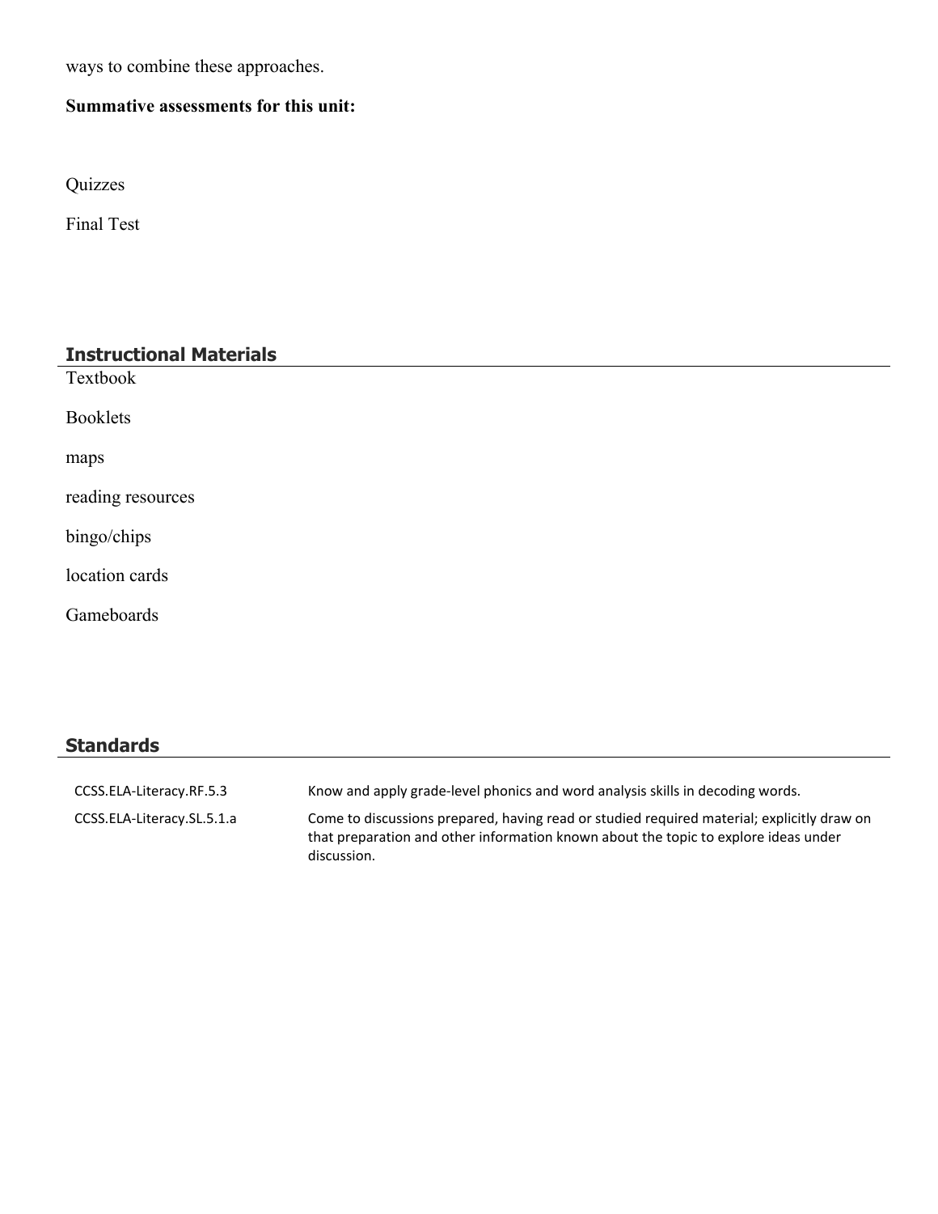ways to combine these approaches.

**Summative assessments for this unit:**

Quizzes

Final Test

## Instructional Materials

Textbook

Booklets

maps

reading resources

bingo/chips

location cards

Gameboards

## Standards

| | |
|---|---|
| CCSS.ELA-Literacy.RF.5.3 | Know and apply grade-level phonics and word analysis skills in decoding words. |
| CCSS.ELA-Literacy.SL.5.1.a | Come to discussions prepared, having read or studied required material; explicitly draw on that preparation and other information known about the topic to explore ideas under discussion. |